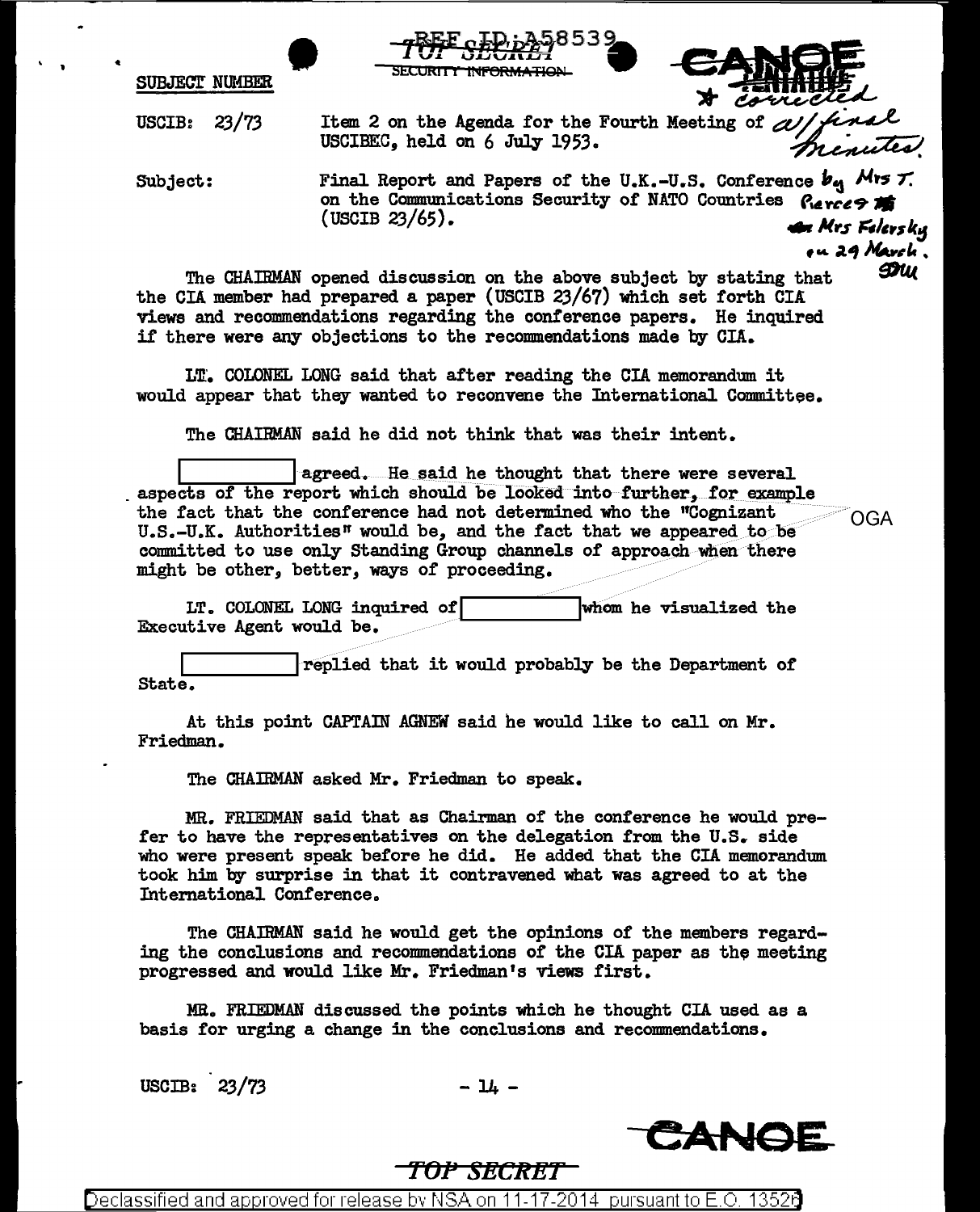REF ID:A58539

TOP SECRET
SECURITY INFORMATION

CANOE

SUBJECT NUMBER

USCIB: 23/73 — Item 2 on the Agenda for the Fourth Meeting of USCIBEC, held on 6 July 1953.

* corrected a/final minutes

Subject: Final Report and Papers of the U.K.-U.S. Conference on the Communications Security of NATO Countries (USCIB 23/65).

by Mrs T. Pierce & Mrs Felersky on 29 March. SMu

The CHAIRMAN opened discussion on the above subject by stating that the CIA member had prepared a paper (USCIB 23/67) which set forth CIA views and recommendations regarding the conference papers. He inquired if there were any objections to the recommendations made by CIA.

LT. COLONEL LONG said that after reading the CIA memorandum it would appear that they wanted to reconvene the International Committee.

The CHAIRMAN said he did not think that was their intent.

[REDACTED] agreed. He said he thought that there were several aspects of the report which should be looked into further, for example the fact that the conference had not determined who the "Cognizant U.S.-U.K. Authorities" would be, and the fact that we appeared to be committed to use only Standing Group channels of approach when there might be other, better, ways of proceeding.

OGA

LT. COLONEL LONG inquired of [REDACTED] whom he visualized the Executive Agent would be.

[REDACTED] replied that it would probably be the Department of State.

At this point CAPTAIN AGNEW said he would like to call on Mr. Friedman.

The CHAIRMAN asked Mr. Friedman to speak.

MR. FRIEDMAN said that as Chairman of the conference he would prefer to have the representatives on the delegation from the U.S. side who were present speak before he did. He added that the CIA memorandum took him by surprise in that it contravened what was agreed to at the International Conference.

The CHAIRMAN said he would get the opinions of the members regarding the conclusions and recommendations of the CIA paper as the meeting progressed and would like Mr. Friedman's views first.

MR. FRIEDMAN discussed the points which he thought CIA used as a basis for urging a change in the conclusions and recommendations.

USCIB: 23/73 — 14 —

CANOE

TOP SECRET

Declassified and approved for release by NSA on 11-17-2014 pursuant to E.O. 13526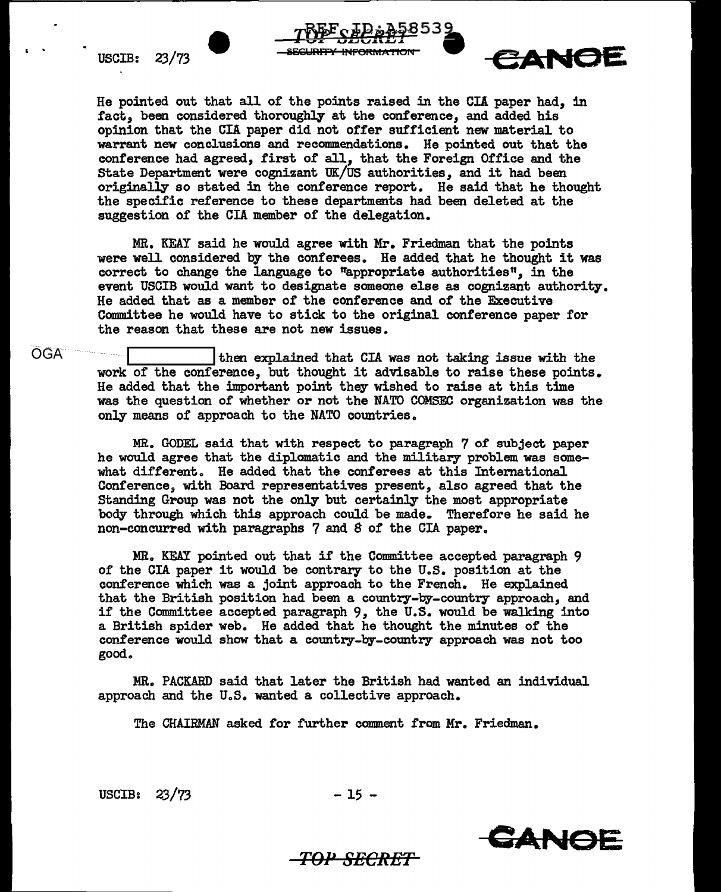He pointed out that all of the points raised in the CIA paper had, in fact, been considered thoroughly at the conference, and added his opinion that the CIA paper did not offer sufficient new material to warrant new conclusions and recommendations. He pointed out that the conference had agreed, first of all, that the Foreign Office and the State Department were cognizant UK/US authorities, and it had been originally so stated in the conference report. He said that he thought the specific reference to these departments had been deleted at the suggestion of the CIA member of the delegation.

MR. KEAY said he would agree with Mr. Friedman that the points were well considered by the conferees. He added that he thought it was correct to change the language to "appropriate authorities", in the event USCIB would want to designate someone else as cognizant authority. He added that as a member of the conference and of the Executive Committee he would have to stick to the original conference paper for the reason that these are not new issues.

OGA [ ] then explained that CIA was not taking issue with the work of the conference, but thought it advisable to raise these points. He added that the important point they wished to raise at this time was the question of whether or not the NATO COMSEC organization was the only means of approach to the NATO countries.

MR. GODEL said that with respect to paragraph 7 of subject paper he would agree that the diplomatic and the military problem was somewhat different. He added that the conferees at this International Conference, with Board representatives present, also agreed that the Standing Group was not the only but certainly the most appropriate body through which this approach could be made. Therefore he said he non-concurred with paragraphs 7 and 8 of the CIA paper.

MR. KEAY pointed out that if the Committee accepted paragraph 9 of the CIA paper it would be contrary to the U.S. position at the conference which was a joint approach to the French. He explained that the British position had been a country-by-country approach, and if the Committee accepted paragraph 9, the U.S. would be walking into a British spider web. He added that he thought the minutes of the conference would show that a country-by-country approach was not too good.

MR. PACKARD said that later the British had wanted an individual approach and the U.S. wanted a collective approach.

The CHAIRMAN asked for further comment from Mr. Friedman.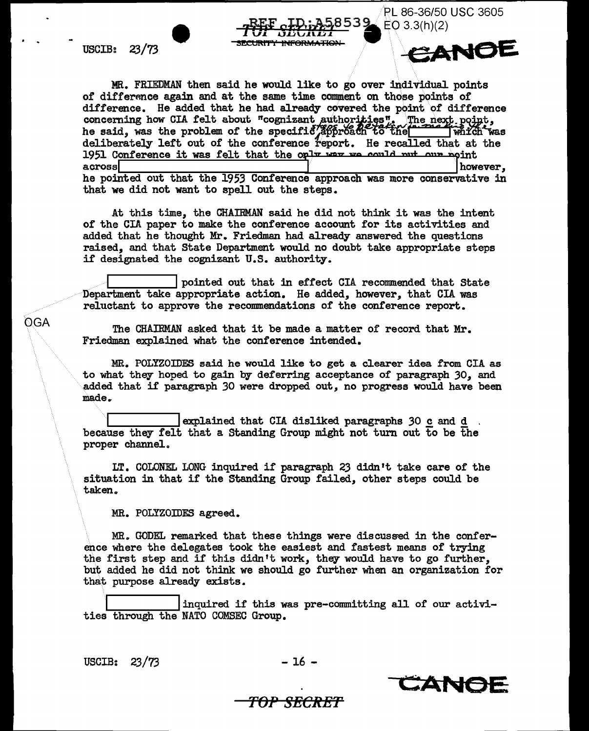MR. FRIEDMAN then said he would like to go over individual points of difference again and at the same time comment on those points of difference. He added that he had already covered the point of difference concerning how CIA felt about "cognizant authorities". The next point, he said, was the problem of the specific steps to be taken in making the approach to the [ ] which was deliberately left out of the conference report. He recalled that at the 1951 Conference it was felt that the only way we could put our point across [ ] however, he pointed out that the 1953 Conference approach was more conservative in that we did not want to spell out the steps.

At this time, the CHAIRMAN said he did not think it was the intent of the CIA paper to make the conference account for its activities and added that he thought Mr. Friedman had already answered the questions raised, and that State Department would no doubt take appropriate steps if designated the cognizant U.S. authority.

[ ] pointed out that in effect CIA recommended that State Department take appropriate action. He added, however, that CIA was reluctant to approve the recommendations of the conference report.

OGA

The CHAIRMAN asked that it be made a matter of record that Mr. Friedman explained what the conference intended.

MR. POLYZOIDES said he would like to get a clearer idea from CIA as to what they hoped to gain by deferring acceptance of paragraph 30, and added that if paragraph 30 were dropped out, no progress would have been made.

[ ] explained that CIA disliked paragraphs 30 c and d because they felt that a Standing Group might not turn out to be the proper channel.

LT. COLONEL LONG inquired if paragraph 23 didn't take care of the situation in that if the Standing Group failed, other steps could be taken.

MR. POLYZOIDES agreed.

MR. GODEL remarked that these things were discussed in the conference where the delegates took the easiest and fastest means of trying the first step and if this didn't work, they would have to go further, but added he did not think we should go further when an organization for that purpose already exists.

[ ] inquired if this was pre-committing all of our activities through the NATO COMSEC Group.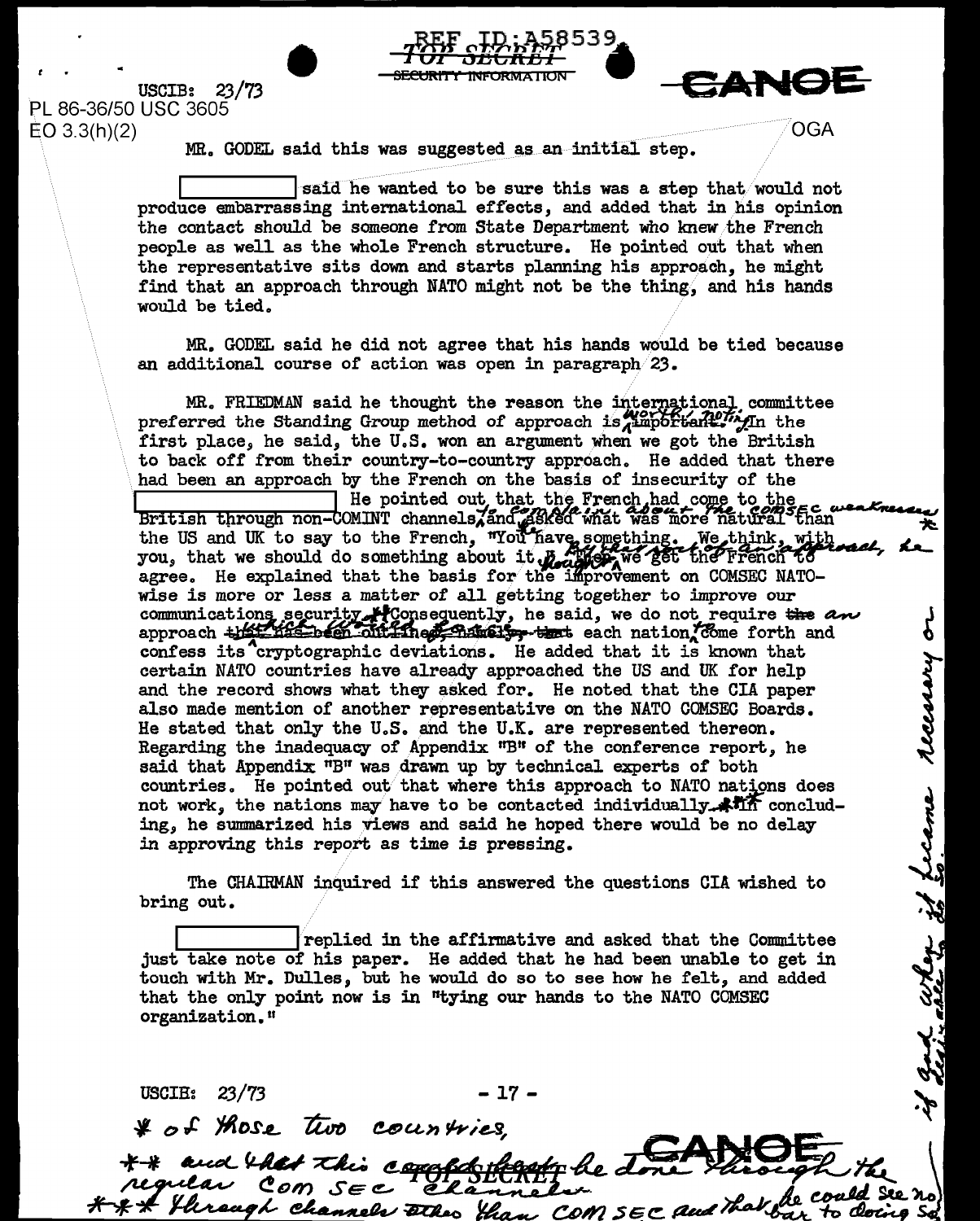PL 86-36/50 USC 3605
EO 3.3(h)(2)

OGA

MR. GODEL said this was suggested as an initial step.

[redacted] said he wanted to be sure this was a step that would not produce embarrassing international effects, and added that in his opinion the contact should be someone from State Department who knew the French people as well as the whole French structure. He pointed out that when the representative sits down and starts planning his approach, he might find that an approach through NATO might not be the thing, and his hands would be tied.

MR. GODEL said he did not agree that his hands would be tied because an additional course of action was open in paragraph 23.

MR. FRIEDMAN said he thought the reason the international committee preferred the Standing Group method of approach is ~~important~~ worthy noting. In the first place, he said, the U.S. won an argument when we got the British to back off from their country-to-country approach. He added that there had been an approach by the French on the basis of insecurity of the [redacted] He pointed out that the French had come to the British through non-COMINT channels to complain about the COMSEC weaknesses* and asked what was more natural than the US and UK to say to the French, "You have something. We think, with you, that we should do something about it." ~~Then~~ By this method of approach, he thought we get the French to agree. He explained that the basis for the improvement on COMSEC NATO-wise is more or less a matter of all getting together to improve our communications security.** Consequently, he said, we do not require ~~the~~ an approach ~~that has been outlined, namely, that~~ which would require each nation to come forth and confess its cryptographic deviations. He added that it is known that certain NATO countries have already approached the US and UK for help and the record shows what they asked for. He noted that the CIA paper also made mention of another representative on the NATO COMSEC Boards. He stated that only the U.S. and the U.K. are represented thereon. Regarding the inadequacy of Appendix "B" of the conference report, he said that Appendix "B" was drawn up by technical experts of both countries. He pointed out that where this approach to NATO nations does not work, the nations may have to be contacted individually.*** In concluding, he summarized his views and said he hoped there would be no delay in approving this report as time is pressing.

The CHAIRMAN inquired if this answered the questions CIA wished to bring out.

[redacted] replied in the affirmative and asked that the Committee just take note of his paper. He added that he had been unable to get in touch with Mr. Dulles, but he would do so to see how he felt, and added that the only point now is in "tying our hands to the NATO COMSEC organization."

\* of those two countries,

\*\* and that this ~~could best~~ be done through the regular COMSEC channels

\*\*\* through channels other than COMSEC and that he could see no bar to doing so if and when it became necessary or desirable to do so.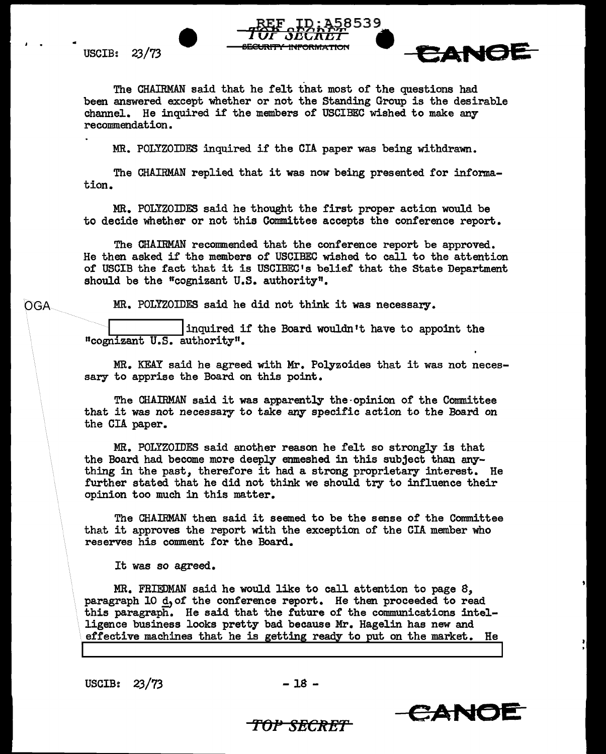The CHAIRMAN said that he felt that most of the questions had been answered except whether or not the Standing Group is the desirable channel. He inquired if the members of USCIBEC wished to make any recommendation.

MR. POLYZOIDES inquired if the CIA paper was being withdrawn.

The CHAIRMAN replied that it was now being presented for information.

MR. POLYZOIDES said he thought the first proper action would be to decide whether or not this Committee accepts the conference report.

The CHAIRMAN recommended that the conference report be approved. He then asked if the members of USCIBEC wished to call to the attention of USCIB the fact that it is USCIBEC's belief that the State Department should be the "cognizant U.S. authority".

MR. POLYZOIDES said he did not think it was necessary.

[redacted] inquired if the Board wouldn't have to appoint the "cognizant U.S. authority".

MR. KEAY said he agreed with Mr. Polyzoides that it was not necessary to apprise the Board on this point.

The CHAIRMAN said it was apparently the opinion of the Committee that it was not necessary to take any specific action to the Board on the CIA paper.

MR. POLYZOIDES said another reason he felt so strongly is that the Board had become more deeply enmeshed in this subject than anything in the past, therefore it had a strong proprietary interest. He further stated that he did not think we should try to influence their opinion too much in this matter.

The CHAIRMAN then said it seemed to be the sense of the Committee that it approves the report with the exception of the CIA member who reserves his comment for the Board.

It was so agreed.

MR. FRIEDMAN said he would like to call attention to page 8, paragraph 10 d, of the conference report. He then proceeded to read this paragraph. He said that the future of the communications intelligence business looks pretty bad because Mr. Hagelin has new and effective machines that he is getting ready to put on the market. He [redacted]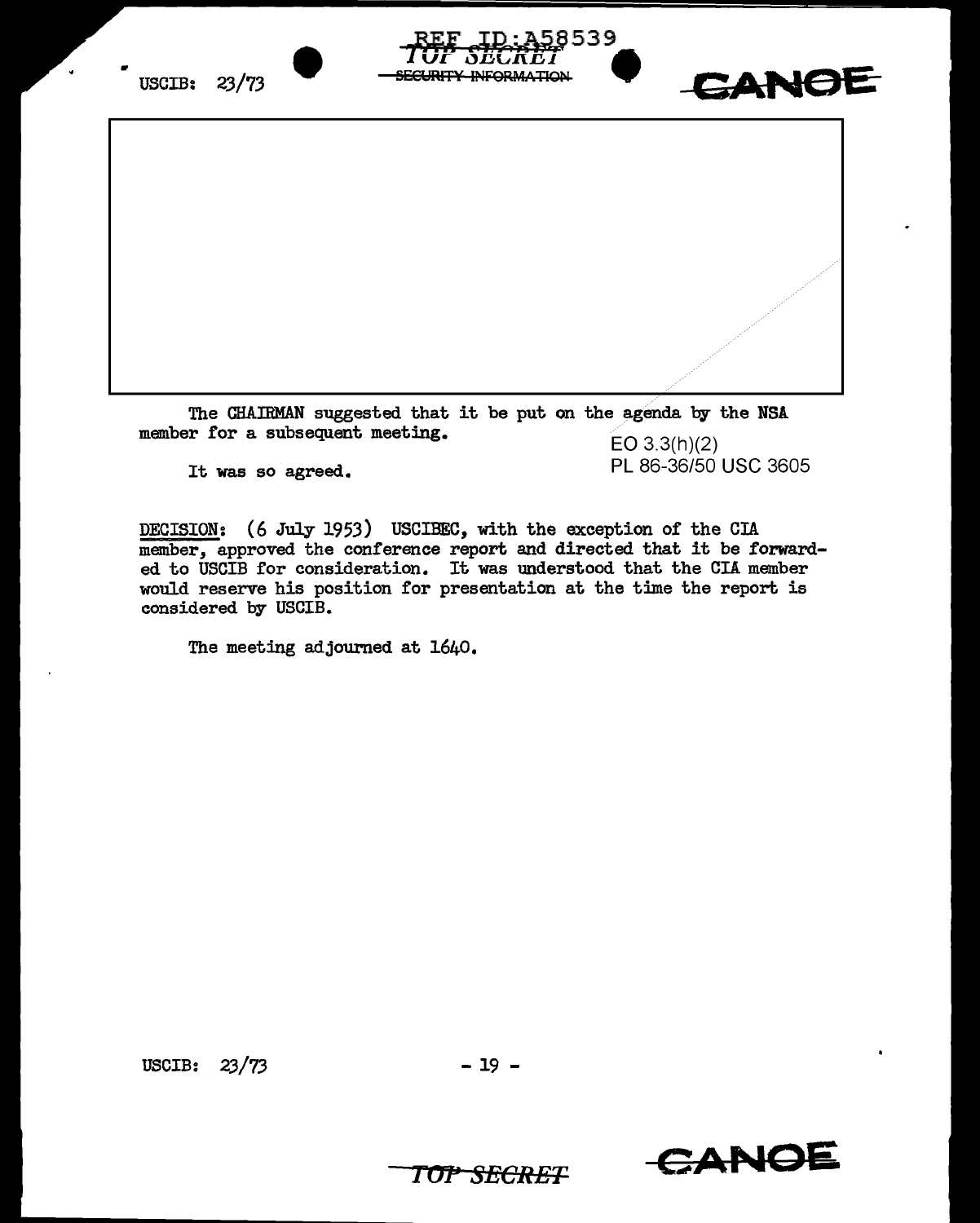The CHAIRMAN suggested that it be put on the agenda by the NSA member for a subsequent meeting.

EO 3.3(h)(2)
PL 86-36/50 USC 3605

It was so agreed.

DECISION: (6 July 1953) USCIBEC, with the exception of the CIA member, approved the conference report and directed that it be forwarded to USCIB for consideration. It was understood that the CIA member would reserve his position for presentation at the time the report is considered by USCIB.

The meeting adjourned at 1640.